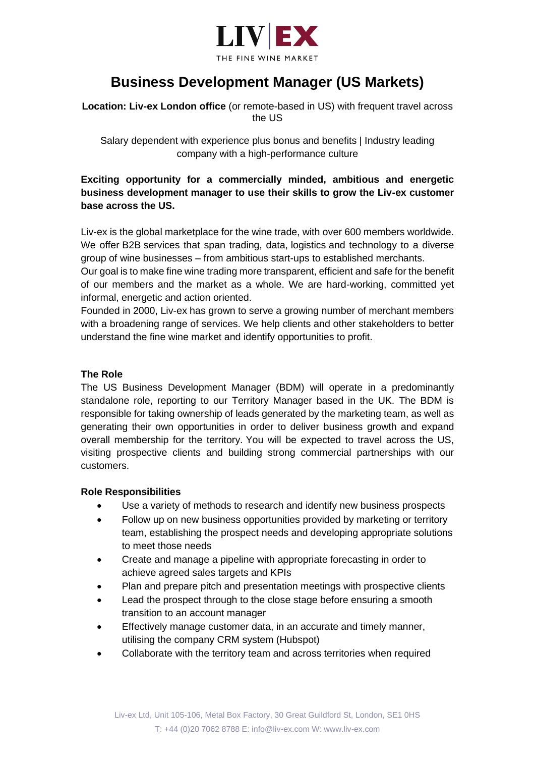LIV | EX

THE FINE WINE MARKET

# Business Development Manager (US Markets)

**Location: Liv-ex London office** (or remote-based in US) with frequent travel across the US

Salary dependent with experience plus bonus and benefits | Industry leading company with a high-performance culture

**Exciting opportunity for a commercially minded, ambitious and energetic business development manager to use their skills to grow the Liv-ex customer base across the US.**

Liv-ex is the global marketplace for the wine trade, with over 600 members worldwide. We offer B2B services that span trading, data, logistics and technology to a diverse group of wine businesses – from ambitious start-ups to established merchants.
Our goal is to make fine wine trading more transparent, efficient and safe for the benefit of our members and the market as a whole. We are hard-working, committed yet informal, energetic and action oriented.
Founded in 2000, Liv-ex has grown to serve a growing number of merchant members with a broadening range of services. We help clients and other stakeholders to better understand the fine wine market and identify opportunities to profit.

### The Role

The US Business Development Manager (BDM) will operate in a predominantly standalone role, reporting to our Territory Manager based in the UK. The BDM is responsible for taking ownership of leads generated by the marketing team, as well as generating their own opportunities in order to deliver business growth and expand overall membership for the territory. You will be expected to travel across the US, visiting prospective clients and building strong commercial partnerships with our customers.

### Role Responsibilities

- Use a variety of methods to research and identify new business prospects
- Follow up on new business opportunities provided by marketing or territory team, establishing the prospect needs and developing appropriate solutions to meet those needs
- Create and manage a pipeline with appropriate forecasting in order to achieve agreed sales targets and KPIs
- Plan and prepare pitch and presentation meetings with prospective clients
- Lead the prospect through to the close stage before ensuring a smooth transition to an account manager
- Effectively manage customer data, in an accurate and timely manner, utilising the company CRM system (Hubspot)
- Collaborate with the territory team and across territories when required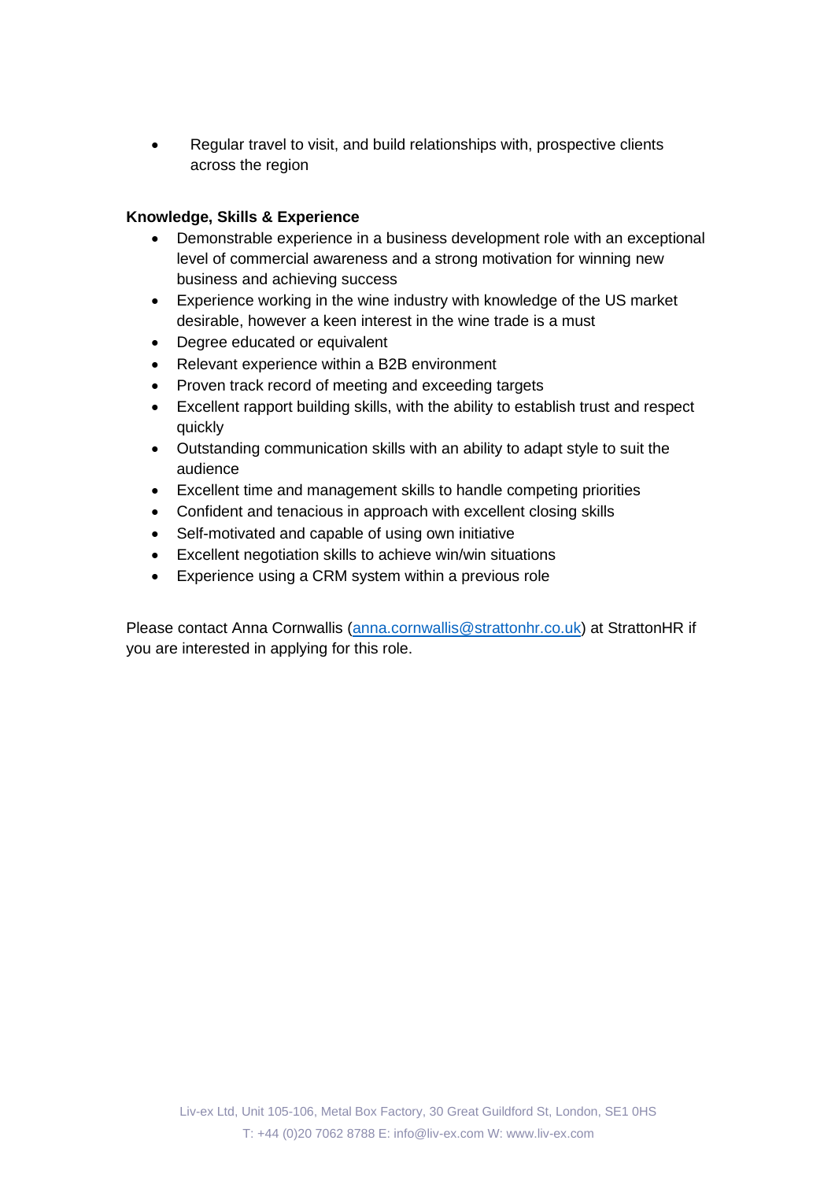- Regular travel to visit, and build relationships with, prospective clients across the region

**Knowledge, Skills & Experience**

- Demonstrable experience in a business development role with an exceptional level of commercial awareness and a strong motivation for winning new business and achieving success
- Experience working in the wine industry with knowledge of the US market desirable, however a keen interest in the wine trade is a must
- Degree educated or equivalent
- Relevant experience within a B2B environment
- Proven track record of meeting and exceeding targets
- Excellent rapport building skills, with the ability to establish trust and respect quickly
- Outstanding communication skills with an ability to adapt style to suit the audience
- Excellent time and management skills to handle competing priorities
- Confident and tenacious in approach with excellent closing skills
- Self-motivated and capable of using own initiative
- Excellent negotiation skills to achieve win/win situations
- Experience using a CRM system within a previous role

Please contact Anna Cornwallis (anna.cornwallis@strattonhr.co.uk) at StrattonHR if you are interested in applying for this role.